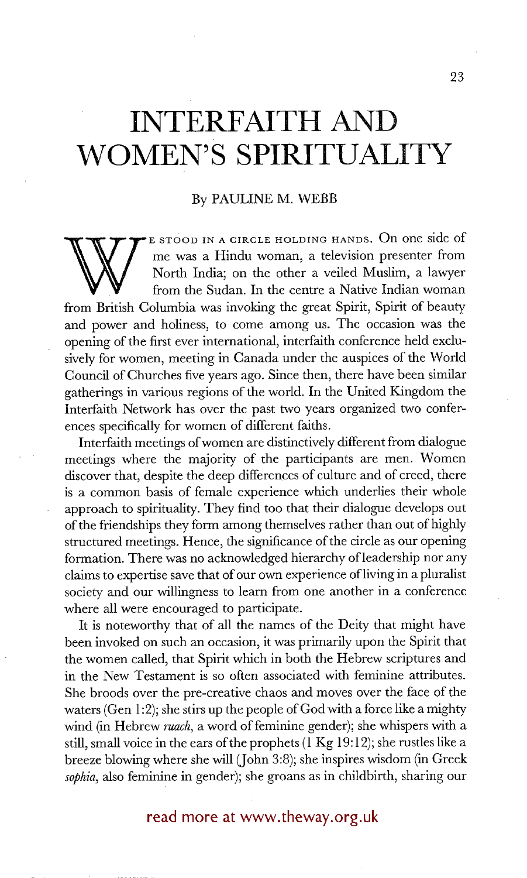# INTERFAITH AND WOMEN'S SPIRITUALITY

By PAULINE M. WEBB

WE STOOD IN A CIRCLE HOLDING HANDS. On one side of me was a Hindu woman, a television presenter from North India; on the other a veiled Muslim, a lawyer from the Sudan. In the centre a Native Indian woman from British Columbia was invoking the great Spirit, Spirit of beauty and power and holiness, to come among us. The occasion was the opening of the first ever international, interfaith conference held exclusively for women, meeting in Canada under the auspices of the World Council of Churches five years ago. Since then, there have been similar gatherings in various regions of the world. In the United Kingdom the Interfaith Network has over the past two years organized two conferences specifically for women of different faiths.

Interfaith meetings of women are distinctively different from dialogue meetings where the majority of the participants are men. Women discover that, despite the deep differences of culture and of creed, there is a common basis of female experience which underlies their whole approach to spirituality. They find too that their dialogue develops out of the friendships they form among themselves rather than out of highly structured meetings. Hence, the significance of the circle as our opening formation. There was no acknowledged hierarchy of leadership nor any claims to expertise save that of our own experience of living in a pluralist society and our willingness to learn from one another in a conference where all were encouraged to participate.

It is noteworthy that of all the names of the Deity that might have been invoked on such an occasion, it was primarily upon the Spirit that the women called, that Spirit which in both the Hebrew scriptures and in the New Testament is so often associated with feminine attributes. She broods over the pre-creative chaos and moves over the face of the waters (Gen 1:2); she stirs up the people of God with a force like a mighty wind (in Hebrew *ruach*, a word of feminine gender); she whispers with a still, small voice in the ears of the prophets (1 Kg 19:12); she rustles like a breeze blowing where she will (John 3:8); she inspires wisdom (in Greek *sophia*, also feminine in gender); she groans as in childbirth, sharing our

read more at www.theway.org.uk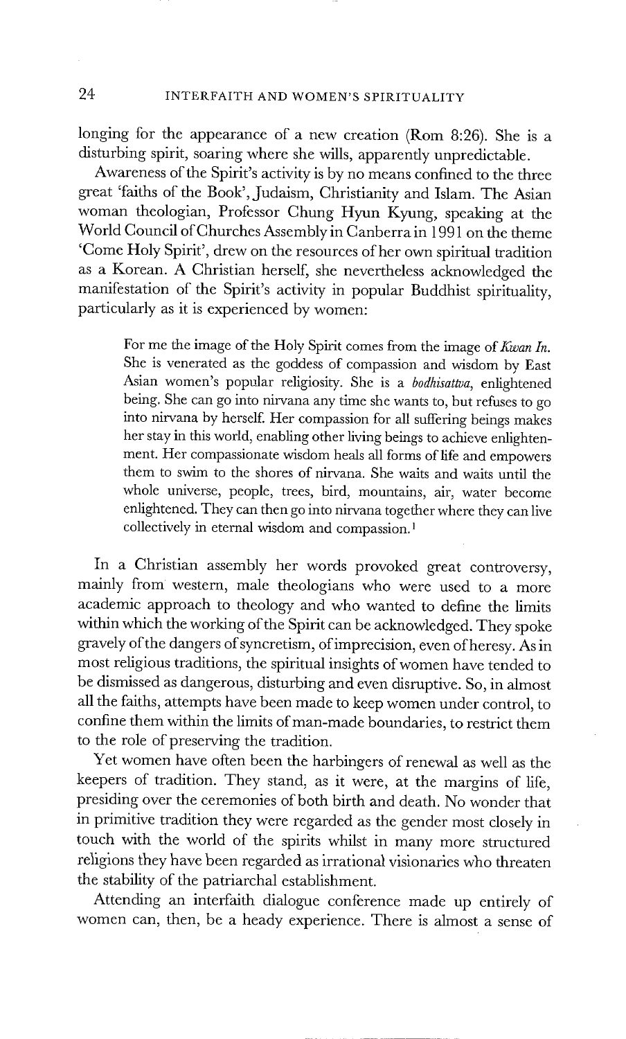longing for the appearance of a new creation (Rom 8:26). She is a disturbing spirit, soaring where she wills, apparently unpredictable.

Awareness of the Spirit's activity is by no means confined to the three great 'faiths of the Book', Judaism, Christianity and Islam. The Asian woman theologian, Professor Chung Hyun Kyung, speaking at the World Council of Churches Assembly in Canberra in 1991 on the theme 'Come Holy Spirit', drew on the resources of her own spiritual tradition as a Korean. A Christian herself, she nevertheless acknowledged the manifestation of the Spirit's activity in popular Buddhist spirituality, particularly as it is experienced by women:

> For me the image of the Holy Spirit comes from the image of *Kwan In*. She is venerated as the goddess of compassion and wisdom by East Asian women's popular religiosity. She is a *bodhisattva*, enlightened being. She can go into nirvana any time she wants to, but refuses to go into nirvana by herself. Her compassion for all suffering beings makes her stay in this world, enabling other living beings to achieve enlightenment. Her compassionate wisdom heals all forms of life and empowers them to swim to the shores of nirvana. She waits and waits until the whole universe, people, trees, bird, mountains, air, water become enlightened. They can then go into nirvana together where they can live collectively in eternal wisdom and compassion.[1]

In a Christian assembly her words provoked great controversy, mainly from western, male theologians who were used to a more academic approach to theology and who wanted to define the limits within which the working of the Spirit can be acknowledged. They spoke gravely of the dangers of syncretism, of imprecision, even of heresy. As in most religious traditions, the spiritual insights of women have tended to be dismissed as dangerous, disturbing and even disruptive. So, in almost all the faiths, attempts have been made to keep women under control, to confine them within the limits of man-made boundaries, to restrict them to the role of preserving the tradition.

Yet women have often been the harbingers of renewal as well as the keepers of tradition. They stand, as it were, at the margins of life, presiding over the ceremonies of both birth and death. No wonder that in primitive tradition they were regarded as the gender most closely in touch with the world of the spirits whilst in many more structured religions they have been regarded as irrational visionaries who threaten the stability of the patriarchal establishment.

Attending an interfaith dialogue conference made up entirely of women can, then, be a heady experience. There is almost a sense of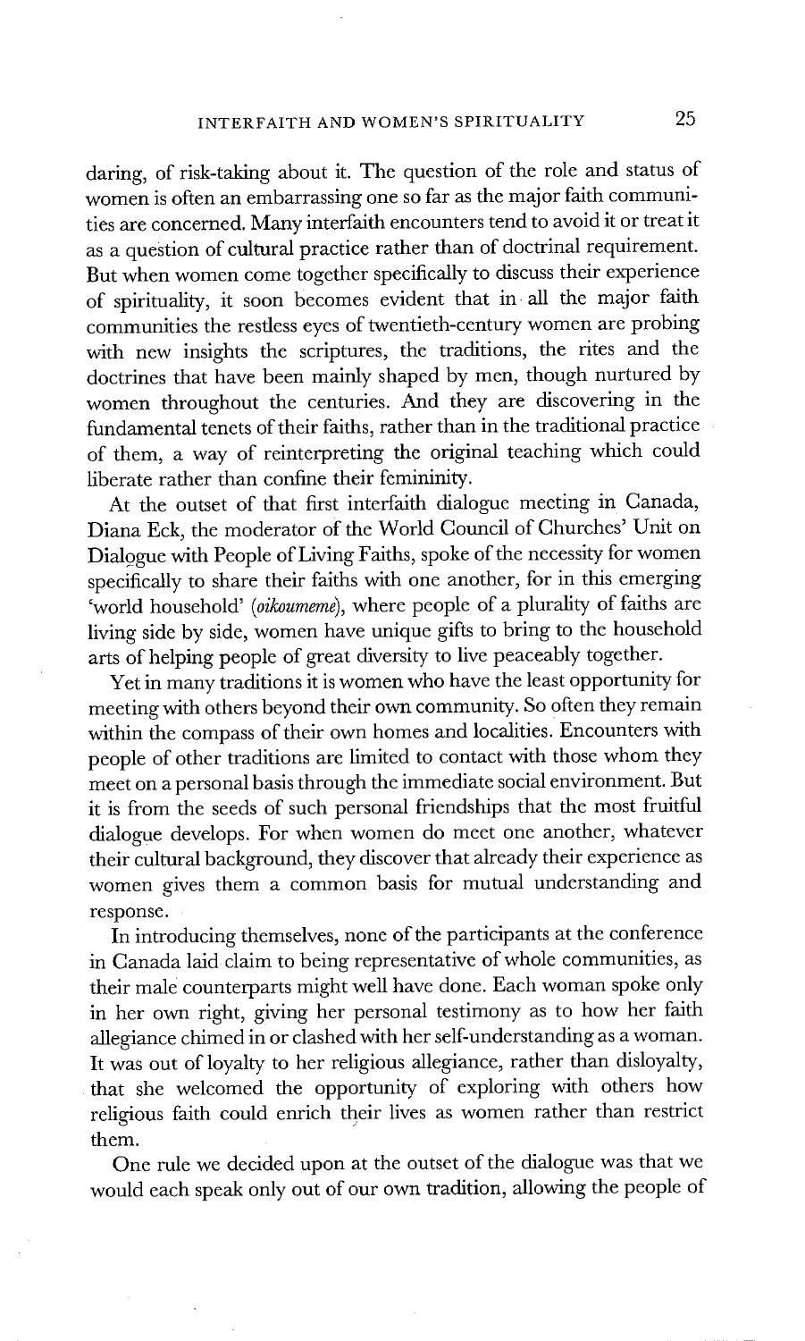daring, of risk-taking about it. The question of the role and status of women is often an embarrassing one so far as the major faith communities are concerned. Many interfaith encounters tend to avoid it or treat it as a question of cultural practice rather than of doctrinal requirement. But when women come together specifically to discuss their experience of spirituality, it soon becomes evident that in all the major faith communities the restless eyes of twentieth-century women are probing with new insights the scriptures, the traditions, the rites and the doctrines that have been mainly shaped by men, though nurtured by women throughout the centuries. And they are discovering in the fundamental tenets of their faiths, rather than in the traditional practice of them, a way of reinterpreting the original teaching which could liberate rather than confine their femininity.

At the outset of that first interfaith dialogue meeting in Canada, Diana Eck, the moderator of the World Council of Churches' Unit on Dialogue with People of Living Faiths, spoke of the necessity for women specifically to share their faiths with one another, for in this emerging 'world household' (*oikoumeme*), where people of a plurality of faiths are living side by side, women have unique gifts to bring to the household arts of helping people of great diversity to live peaceably together.

Yet in many traditions it is women who have the least opportunity for meeting with others beyond their own community. So often they remain within the compass of their own homes and localities. Encounters with people of other traditions are limited to contact with those whom they meet on a personal basis through the immediate social environment. But it is from the seeds of such personal friendships that the most fruitful dialogue develops. For when women do meet one another, whatever their cultural background, they discover that already their experience as women gives them a common basis for mutual understanding and response.

In introducing themselves, none of the participants at the conference in Canada laid claim to being representative of whole communities, as their male counterparts might well have done. Each woman spoke only in her own right, giving her personal testimony as to how her faith allegiance chimed in or clashed with her self-understanding as a woman. It was out of loyalty to her religious allegiance, rather than disloyalty, that she welcomed the opportunity of exploring with others how religious faith could enrich their lives as women rather than restrict them.

One rule we decided upon at the outset of the dialogue was that we would each speak only out of our own tradition, allowing the people of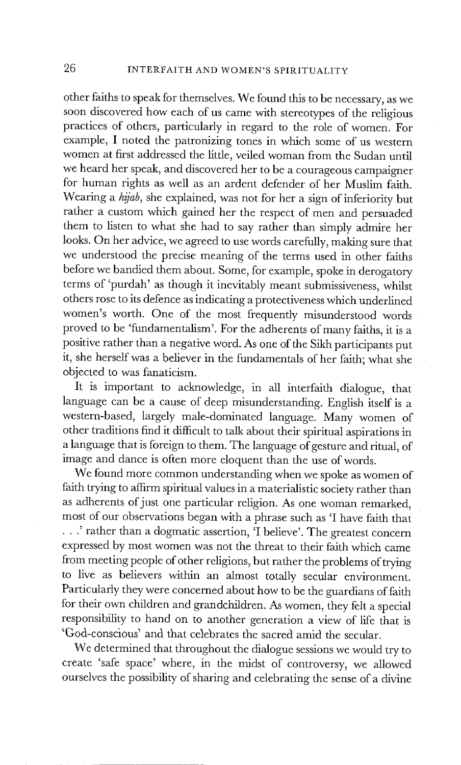other faiths to speak for themselves. We found this to be necessary, as we soon discovered how each of us came with stereotypes of the religious practices of others, particularly in regard to the role of women. For example, I noted the patronizing tones in which some of us western women at first addressed the little, veiled woman from the Sudan until we heard her speak, and discovered her to be a courageous campaigner for human rights as well as an ardent defender of her Muslim faith. Wearing a *hijab*, she explained, was not for her a sign of inferiority but rather a custom which gained her the respect of men and persuaded them to listen to what she had to say rather than simply admire her looks. On her advice, we agreed to use words carefully, making sure that we understood the precise meaning of the terms used in other faiths before we bandied them about. Some, for example, spoke in derogatory terms of 'purdah' as though it inevitably meant submissiveness, whilst others rose to its defence as indicating a protectiveness which underlined women's worth. One of the most frequently misunderstood words proved to be 'fundamentalism'. For the adherents of many faiths, it is a positive rather than a negative word. As one of the Sikh participants put it, she herself was a believer in the fundamentals of her faith; what she objected to was fanaticism.

It is important to acknowledge, in all interfaith dialogue, that language can be a cause of deep misunderstanding. English itself is a western-based, largely male-dominated language. Many women of other traditions find it difficult to talk about their spiritual aspirations in a language that is foreign to them. The language of gesture and ritual, of image and dance is often more eloquent than the use of words.

We found more common understanding when we spoke as women of faith trying to affirm spiritual values in a materialistic society rather than as adherents of just one particular religion. As one woman remarked, most of our observations began with a phrase such as 'I have faith that . . .' rather than a dogmatic assertion, 'I believe'. The greatest concern expressed by most women was not the threat to their faith which came from meeting people of other religions, but rather the problems of trying to live as believers within an almost totally secular environment. Particularly they were concerned about how to be the guardians of faith for their own children and grandchildren. As women, they felt a special responsibility to hand on to another generation a view of life that is 'God-conscious' and that celebrates the sacred amid the secular.

We determined that throughout the dialogue sessions we would try to create 'safe space' where, in the midst of controversy, we allowed ourselves the possibility of sharing and celebrating the sense of a divine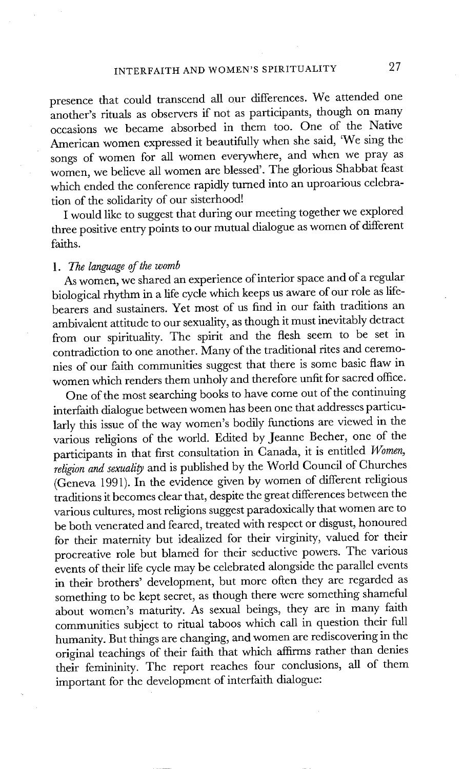presence that could transcend all our differences. We attended one another's rituals as observers if not as participants, though on many occasions we became absorbed in them too. One of the Native American women expressed it beautifully when she said, 'We sing the songs of women for all women everywhere, and when we pray as women, we believe all women are blessed'. The glorious Shabbat feast which ended the conference rapidly turned into an uproarious celebration of the solidarity of our sisterhood!

I would like to suggest that during our meeting together we explored three positive entry points to our mutual dialogue as women of different faiths.

### 1. *The language of the womb*

As women, we shared an experience of interior space and of a regular biological rhythm in a life cycle which keeps us aware of our role as life-bearers and sustainers. Yet most of us find in our faith traditions an ambivalent attitude to our sexuality, as though it must inevitably detract from our spirituality. The spirit and the flesh seem to be set in contradiction to one another. Many of the traditional rites and ceremonies of our faith communities suggest that there is some basic flaw in women which renders them unholy and therefore unfit for sacred office.

One of the most searching books to have come out of the continuing interfaith dialogue between women has been one that addresses particularly this issue of the way women's bodily functions are viewed in the various religions of the world. Edited by Jeanne Becher, one of the participants in that first consultation in Canada, it is entitled *Women, religion and sexuality* and is published by the World Council of Churches (Geneva 1991). In the evidence given by women of different religious traditions it becomes clear that, despite the great differences between the various cultures, most religions suggest paradoxically that women are to be both venerated and feared, treated with respect or disgust, honoured for their maternity but idealized for their virginity, valued for their procreative role but blamed for their seductive powers. The various events of their life cycle may be celebrated alongside the parallel events in their brothers' development, but more often they are regarded as something to be kept secret, as though there were something shameful about women's maturity. As sexual beings, they are in many faith communities subject to ritual taboos which call in question their full humanity. But things are changing, and women are rediscovering in the original teachings of their faith that which affirms rather than denies their femininity. The report reaches four conclusions, all of them important for the development of interfaith dialogue: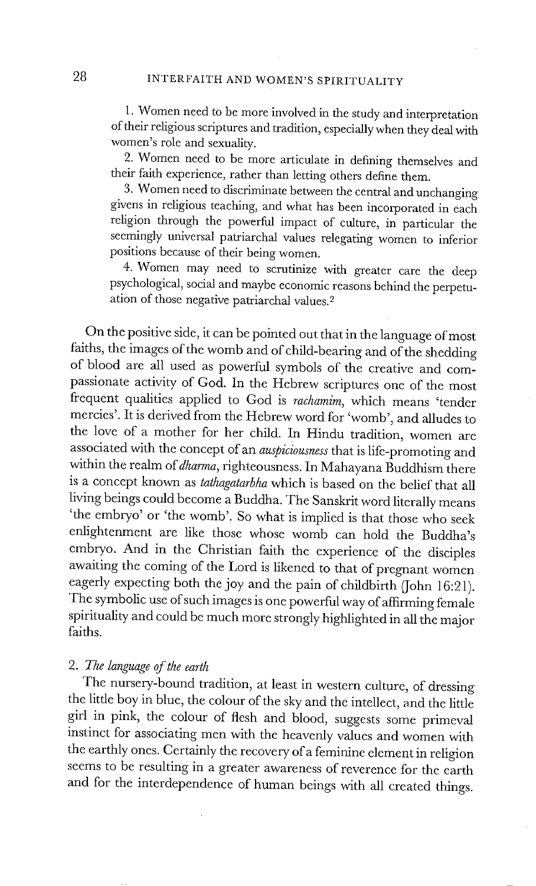1. Women need to be more involved in the study and interpretation of their religious scriptures and tradition, especially when they deal with women's role and sexuality.

2. Women need to be more articulate in defining themselves and their faith experience, rather than letting others define them.

3. Women need to discriminate between the central and unchanging givens in religious teaching, and what has been incorporated in each religion through the powerful impact of culture, in particular the seemingly universal patriarchal values relegating women to inferior positions because of their being women.

4. Women may need to scrutinize with greater care the deep psychological, social and maybe economic reasons behind the perpetuation of those negative patriarchal values.[2]

On the positive side, it can be pointed out that in the language of most faiths, the images of the womb and of child-bearing and of the shedding of blood are all used as powerful symbols of the creative and compassionate activity of God. In the Hebrew scriptures one of the most frequent qualities applied to God is *rachamim*, which means 'tender mercies'. It is derived from the Hebrew word for 'womb', and alludes to the love of a mother for her child. In Hindu tradition, women are associated with the concept of an *auspiciousness* that is life-promoting and within the realm of *dharma*, righteousness. In Mahayana Buddhism there is a concept known as *tathagatarbha* which is based on the belief that all living beings could become a Buddha. The Sanskrit word literally means 'the embryo' or 'the womb'. So what is implied is that those who seek enlightenment are like those whose womb can hold the Buddha's embryo. And in the Christian faith the experience of the disciples awaiting the coming of the Lord is likened to that of pregnant women eagerly expecting both the joy and the pain of childbirth (John 16:21). The symbolic use of such images is one powerful way of affirming female spirituality and could be much more strongly highlighted in all the major faiths.

### 2. *The language of the earth*

The nursery-bound tradition, at least in western culture, of dressing the little boy in blue, the colour of the sky and the intellect, and the little girl in pink, the colour of flesh and blood, suggests some primeval instinct for associating men with the heavenly values and women with the earthly ones. Certainly the recovery of a feminine element in religion seems to be resulting in a greater awareness of reverence for the earth and for the interdependence of human beings with all created things.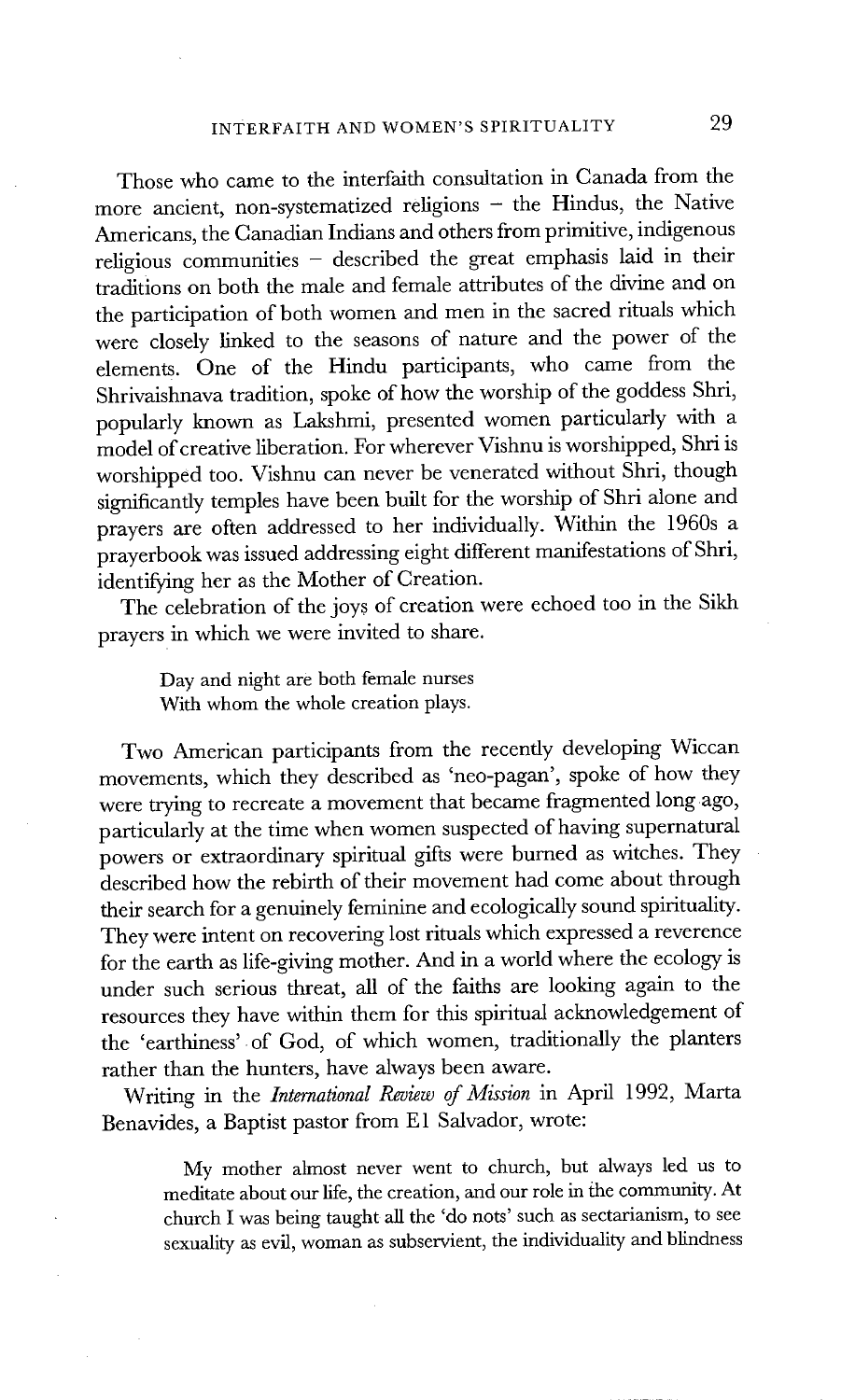Those who came to the interfaith consultation in Canada from the more ancient, non-systematized religions – the Hindus, the Native Americans, the Canadian Indians and others from primitive, indigenous religious communities – described the great emphasis laid in their traditions on both the male and female attributes of the divine and on the participation of both women and men in the sacred rituals which were closely linked to the seasons of nature and the power of the elements. One of the Hindu participants, who came from the Shrivaishnava tradition, spoke of how the worship of the goddess Shri, popularly known as Lakshmi, presented women particularly with a model of creative liberation. For wherever Vishnu is worshipped, Shri is worshipped too. Vishnu can never be venerated without Shri, though significantly temples have been built for the worship of Shri alone and prayers are often addressed to her individually. Within the 1960s a prayerbook was issued addressing eight different manifestations of Shri, identifying her as the Mother of Creation.

The celebration of the joys of creation were echoed too in the Sikh prayers in which we were invited to share.

> Day and night are both female nurses
> With whom the whole creation plays.

Two American participants from the recently developing Wiccan movements, which they described as 'neo-pagan', spoke of how they were trying to recreate a movement that became fragmented long ago, particularly at the time when women suspected of having supernatural powers or extraordinary spiritual gifts were burned as witches. They described how the rebirth of their movement had come about through their search for a genuinely feminine and ecologically sound spirituality. They were intent on recovering lost rituals which expressed a reverence for the earth as life-giving mother. And in a world where the ecology is under such serious threat, all of the faiths are looking again to the resources they have within them for this spiritual acknowledgement of the 'earthiness' of God, of which women, traditionally the planters rather than the hunters, have always been aware.

Writing in the *International Review of Mission* in April 1992, Marta Benavides, a Baptist pastor from El Salvador, wrote:

> My mother almost never went to church, but always led us to meditate about our life, the creation, and our role in the community. At church I was being taught all the 'do nots' such as sectarianism, to see sexuality as evil, woman as subservient, the individuality and blindness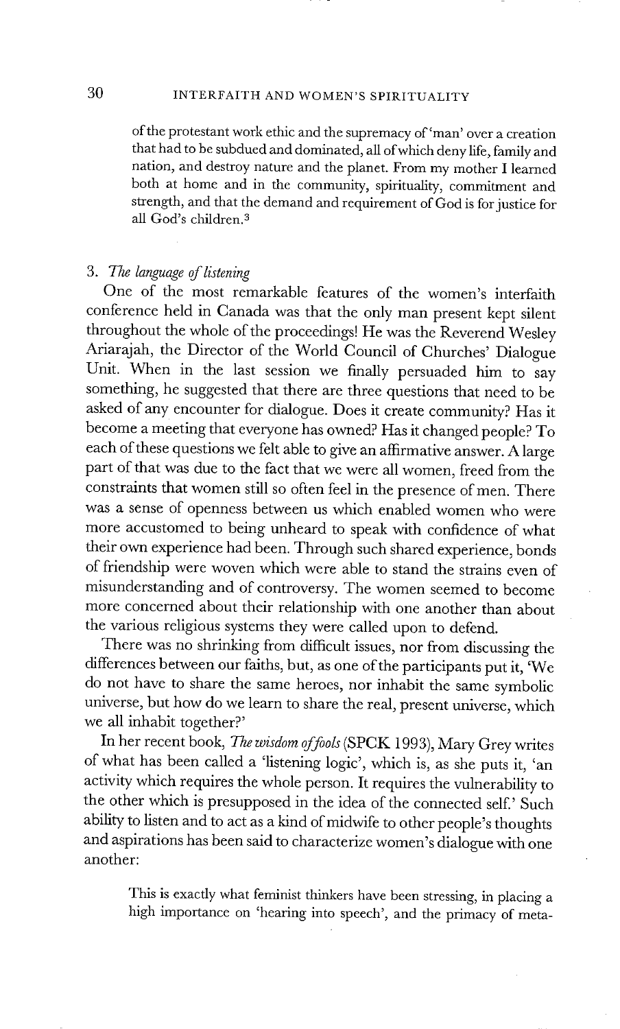of the protestant work ethic and the supremacy of 'man' over a creation that had to be subdued and dominated, all of which deny life, family and nation, and destroy nature and the planet. From my mother I learned both at home and in the community, spirituality, commitment and strength, and that the demand and requirement of God is for justice for all God's children.[3]

### 3. *The language of listening*

One of the most remarkable features of the women's interfaith conference held in Canada was that the only man present kept silent throughout the whole of the proceedings! He was the Reverend Wesley Ariarajah, the Director of the World Council of Churches' Dialogue Unit. When in the last session we finally persuaded him to say something, he suggested that there are three questions that need to be asked of any encounter for dialogue. Does it create community? Has it become a meeting that everyone has owned? Has it changed people? To each of these questions we felt able to give an affirmative answer. A large part of that was due to the fact that we were all women, freed from the constraints that women still so often feel in the presence of men. There was a sense of openness between us which enabled women who were more accustomed to being unheard to speak with confidence of what their own experience had been. Through such shared experience, bonds of friendship were woven which were able to stand the strains even of misunderstanding and of controversy. The women seemed to become more concerned about their relationship with one another than about the various religious systems they were called upon to defend.

There was no shrinking from difficult issues, nor from discussing the differences between our faiths, but, as one of the participants put it, 'We do not have to share the same heroes, nor inhabit the same symbolic universe, but how do we learn to share the real, present universe, which we all inhabit together?'

In her recent book, *The wisdom of fools* (SPCK 1993), Mary Grey writes of what has been called a 'listening logic', which is, as she puts it, 'an activity which requires the whole person. It requires the vulnerability to the other which is presupposed in the idea of the connected self.' Such ability to listen and to act as a kind of midwife to other people's thoughts and aspirations has been said to characterize women's dialogue with one another:

> This is exactly what feminist thinkers have been stressing, in placing a high importance on 'hearing into speech', and the primacy of meta-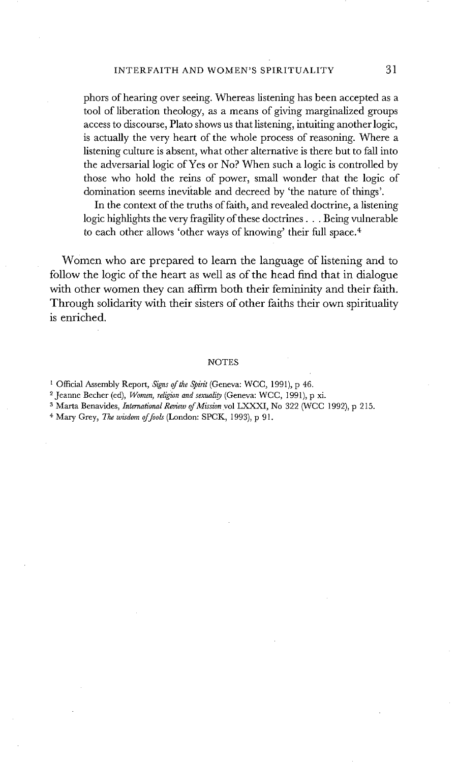phors of hearing over seeing. Whereas listening has been accepted as a tool of liberation theology, as a means of giving marginalized groups access to discourse, Plato shows us that listening, intuiting another logic, is actually the very heart of the whole process of reasoning. Where a listening culture is absent, what other alternative is there but to fall into the adversarial logic of Yes or No? When such a logic is controlled by those who hold the reins of power, small wonder that the logic of domination seems inevitable and decreed by 'the nature of things'.

In the context of the truths of faith, and revealed doctrine, a listening logic highlights the very fragility of these doctrines . . . Being vulnerable to each other allows 'other ways of knowing' their full space.[4]

Women who are prepared to learn the language of listening and to follow the logic of the heart as well as of the head find that in dialogue with other women they can affirm both their femininity and their faith. Through solidarity with their sisters of other faiths their own spirituality is enriched.

## NOTES

[1] Official Assembly Report, *Signs of the Spirit* (Geneva: WCC, 1991), p 46.

[2] Jeanne Becher (ed), *Women, religion and sexuality* (Geneva: WCC, 1991), p xi.

[3] Marta Benavides, *International Review of Mission* vol LXXXI, No 322 (WCC 1992), p 215.

[4] Mary Grey, *The wisdom of fools* (London: SPCK, 1993), p 91.